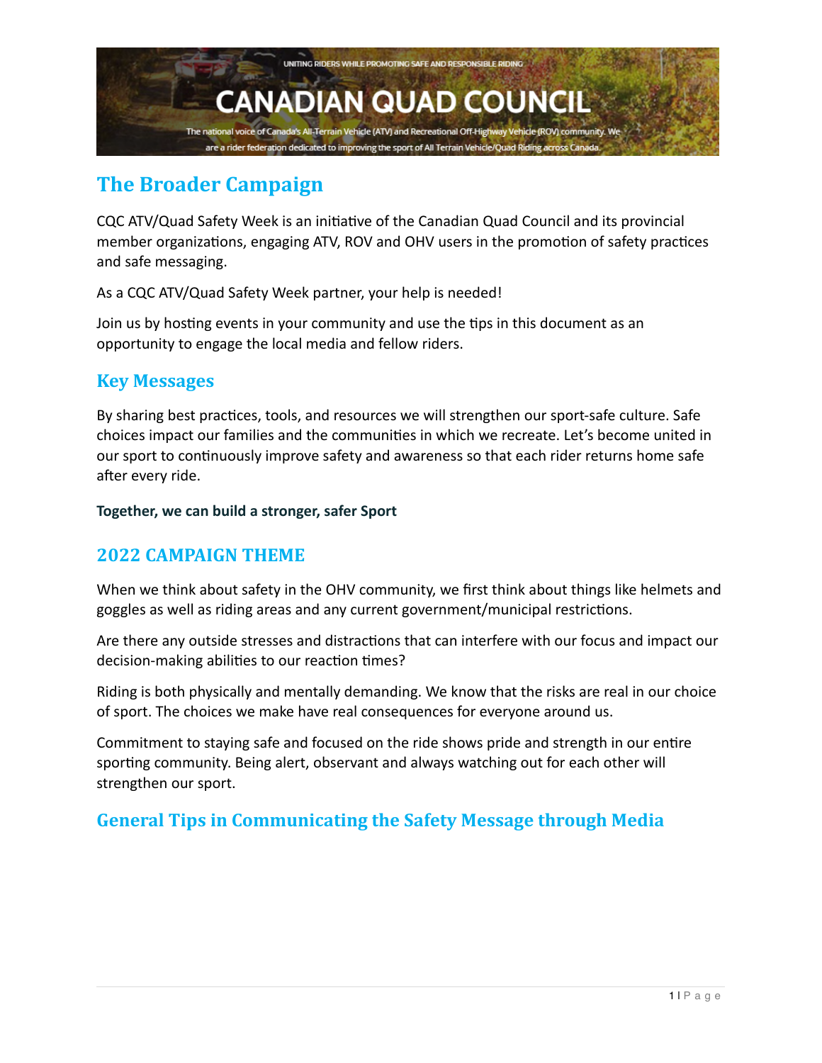UNITING RIDERS WHILE PROMOTING SAFE AND RESPONSIBLE RIDING

# CANADIAN QUAD COUNCIL

The national voice of Canada's All-Terrain Vehicle (ATV) and Recreational Off-Highway Vehicle (ROV) community. We are a rider federation dedicated to improving the sport of All Terrain Vehicle/Quad Riding across Canada.

## The Broader Campaign

CQC ATV/Quad Safety Week is an initiative of the Canadian Quad Council and its provincial member organizations, engaging ATV, ROV and OHV users in the promotion of safety practices and safe messaging.

As a CQC ATV/Quad Safety Week partner, your help is needed!

Join us by hosting events in your community and use the tips in this document as an opportunity to engage the local media and fellow riders.

### Key Messages

By sharing best practices, tools, and resources we will strengthen our sport-safe culture. Safe choices impact our families and the communities in which we recreate. Let's become united in our sport to continuously improve safety and awareness so that each rider returns home safe after every ride.

**Together, we can build a stronger, safer Sport**

### 2022 CAMPAIGN THEME

When we think about safety in the OHV community, we first think about things like helmets and goggles as well as riding areas and any current government/municipal restrictions.

Are there any outside stresses and distractions that can interfere with our focus and impact our decision-making abilities to our reaction times?

Riding is both physically and mentally demanding. We know that the risks are real in our choice of sport. The choices we make have real consequences for everyone around us.

Commitment to staying safe and focused on the ride shows pride and strength in our entire sporting community. Being alert, observant and always watching out for each other will strengthen our sport.

### General Tips in Communicating the Safety Message through Media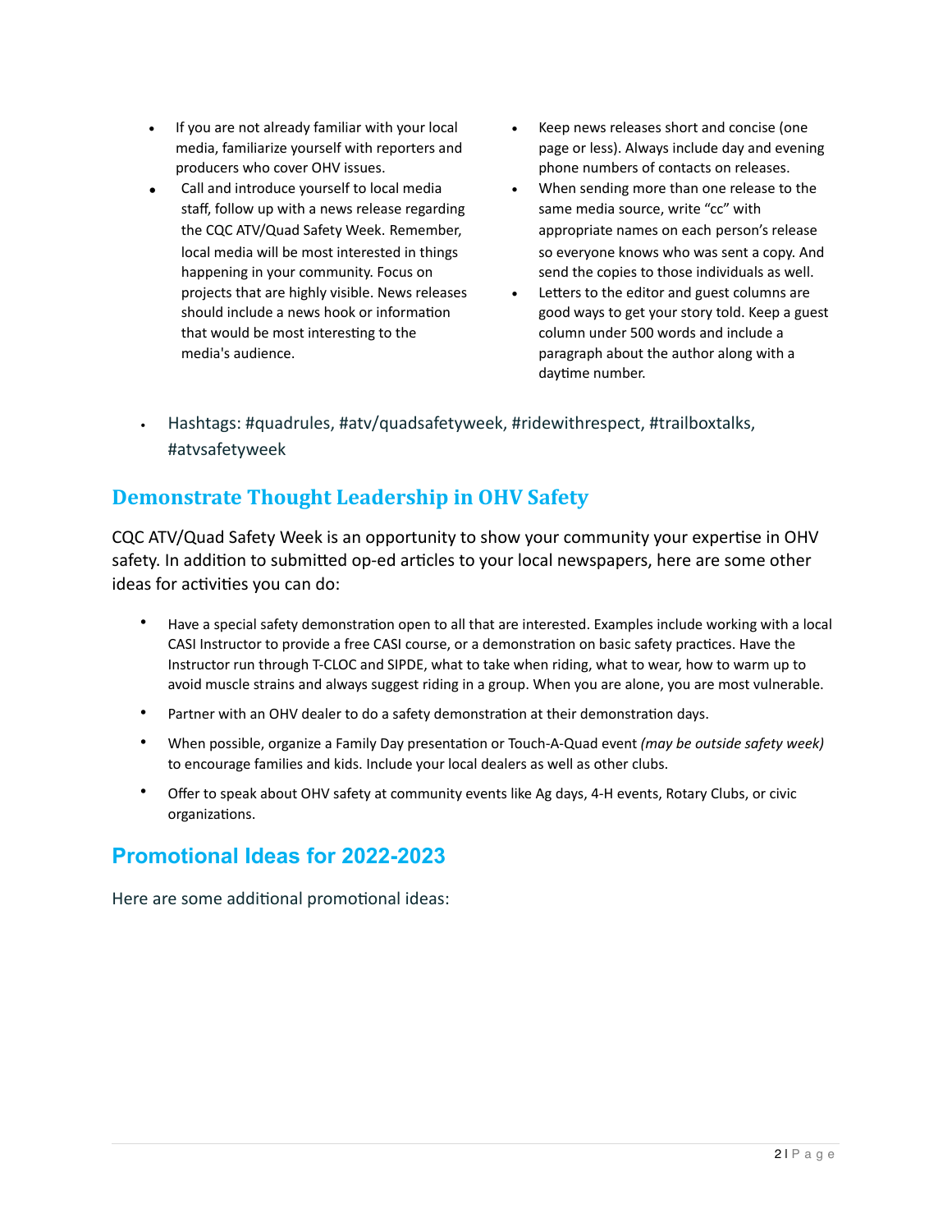- If you are not already familiar with your local media, familiarize yourself with reporters and producers who cover OHV issues.
- Call and introduce yourself to local media staff, follow up with a news release regarding the CQC ATV/Quad Safety Week. Remember, local media will be most interested in things happening in your community. Focus on projects that are highly visible. News releases should include a news hook or information that would be most interesting to the media's audience.
- Keep news releases short and concise (one page or less). Always include day and evening phone numbers of contacts on releases.
- When sending more than one release to the same media source, write "cc" with appropriate names on each person's release so everyone knows who was sent a copy. And send the copies to those individuals as well.
- Letters to the editor and guest columns are good ways to get your story told. Keep a guest column under 500 words and include a paragraph about the author along with a daytime number.

- Hashtags: #quadrules, #atv/quadsafetyweek, #ridewithrespect, #trailboxtalks, #atvsafetyweek

## Demonstrate Thought Leadership in OHV Safety

CQC ATV/Quad Safety Week is an opportunity to show your community your expertise in OHV safety. In addition to submitted op-ed articles to your local newspapers, here are some other ideas for activities you can do:

- Have a special safety demonstration open to all that are interested. Examples include working with a local CASI Instructor to provide a free CASI course, or a demonstration on basic safety practices. Have the Instructor run through T-CLOC and SIPDE, what to take when riding, what to wear, how to warm up to avoid muscle strains and always suggest riding in a group. When you are alone, you are most vulnerable.
- Partner with an OHV dealer to do a safety demonstration at their demonstration days.
- When possible, organize a Family Day presentation or Touch-A-Quad event *(may be outside safety week)* to encourage families and kids. Include your local dealers as well as other clubs.
- Offer to speak about OHV safety at community events like Ag days, 4-H events, Rotary Clubs, or civic organizations.

## Promotional Ideas for 2022-2023

Here are some additional promotional ideas: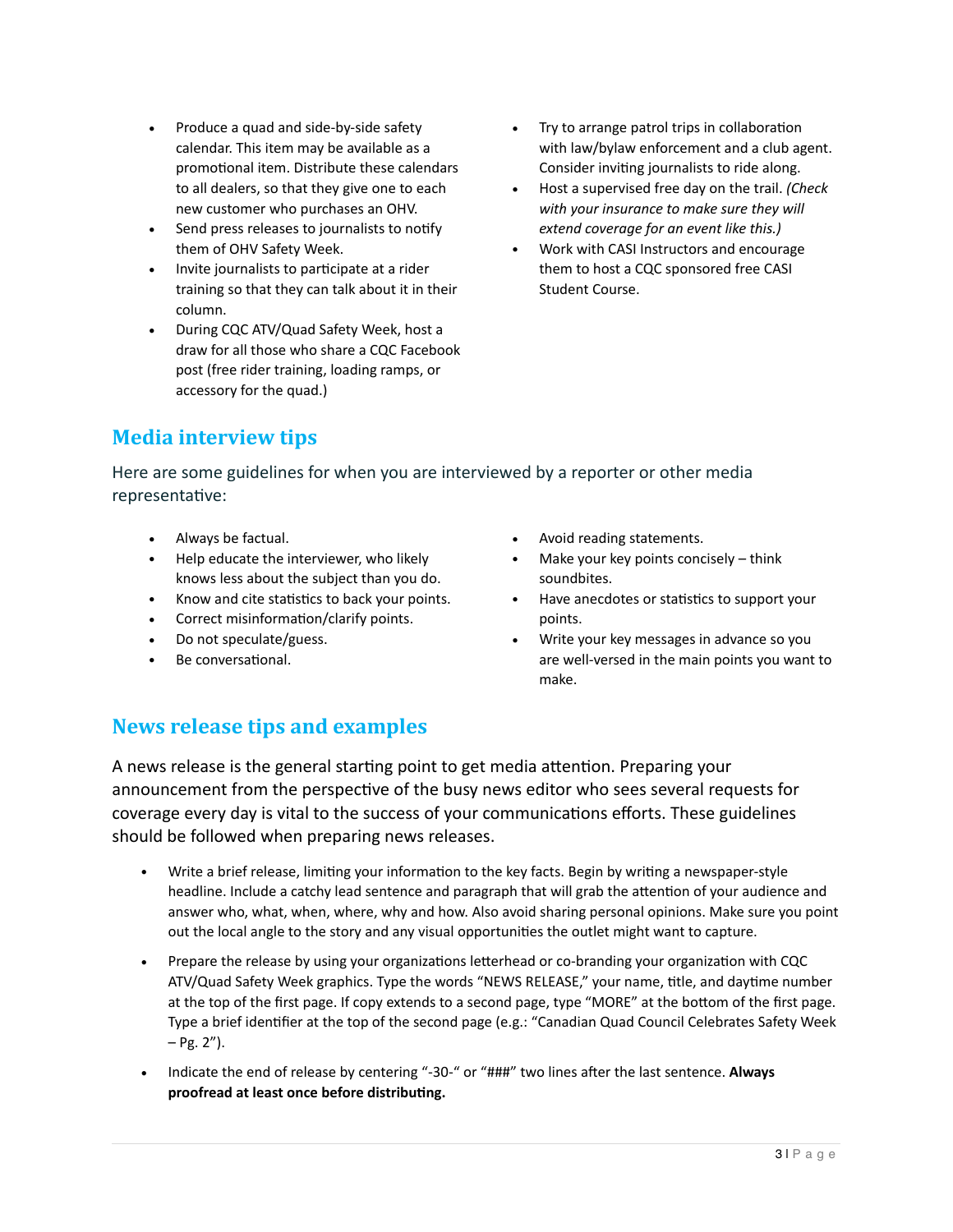- Produce a quad and side-by-side safety calendar. This item may be available as a promotional item. Distribute these calendars to all dealers, so that they give one to each new customer who purchases an OHV.
- Send press releases to journalists to notify them of OHV Safety Week.
- Invite journalists to participate at a rider training so that they can talk about it in their column.
- During CQC ATV/Quad Safety Week, host a draw for all those who share a CQC Facebook post (free rider training, loading ramps, or accessory for the quad.)
- Try to arrange patrol trips in collaboration with law/bylaw enforcement and a club agent. Consider inviting journalists to ride along.
- Host a supervised free day on the trail. *(Check with your insurance to make sure they will extend coverage for an event like this.)*
- Work with CASI Instructors and encourage them to host a CQC sponsored free CASI Student Course.

## Media interview tips

Here are some guidelines for when you are interviewed by a reporter or other media representative:

- Always be factual.
- Help educate the interviewer, who likely knows less about the subject than you do.
- Know and cite statistics to back your points.
- Correct misinformation/clarify points.
- Do not speculate/guess.
- Be conversational.
- Avoid reading statements.
- Make your key points concisely – think soundbites.
- Have anecdotes or statistics to support your points.
- Write your key messages in advance so you are well-versed in the main points you want to make.

## News release tips and examples

A news release is the general starting point to get media attention. Preparing your announcement from the perspective of the busy news editor who sees several requests for coverage every day is vital to the success of your communications efforts. These guidelines should be followed when preparing news releases.

- Write a brief release, limiting your information to the key facts. Begin by writing a newspaper-style headline. Include a catchy lead sentence and paragraph that will grab the attention of your audience and answer who, what, when, where, why and how. Also avoid sharing personal opinions. Make sure you point out the local angle to the story and any visual opportunities the outlet might want to capture.

- Prepare the release by using your organizations letterhead or co-branding your organization with CQC ATV/Quad Safety Week graphics. Type the words "NEWS RELEASE," your name, title, and daytime number at the top of the first page. If copy extends to a second page, type "MORE" at the bottom of the first page. Type a brief identifier at the top of the second page (e.g.: "Canadian Quad Council Celebrates Safety Week – Pg. 2").

- Indicate the end of release by centering "-30-" or "###" two lines after the last sentence. **Always proofread at least once before distributing.**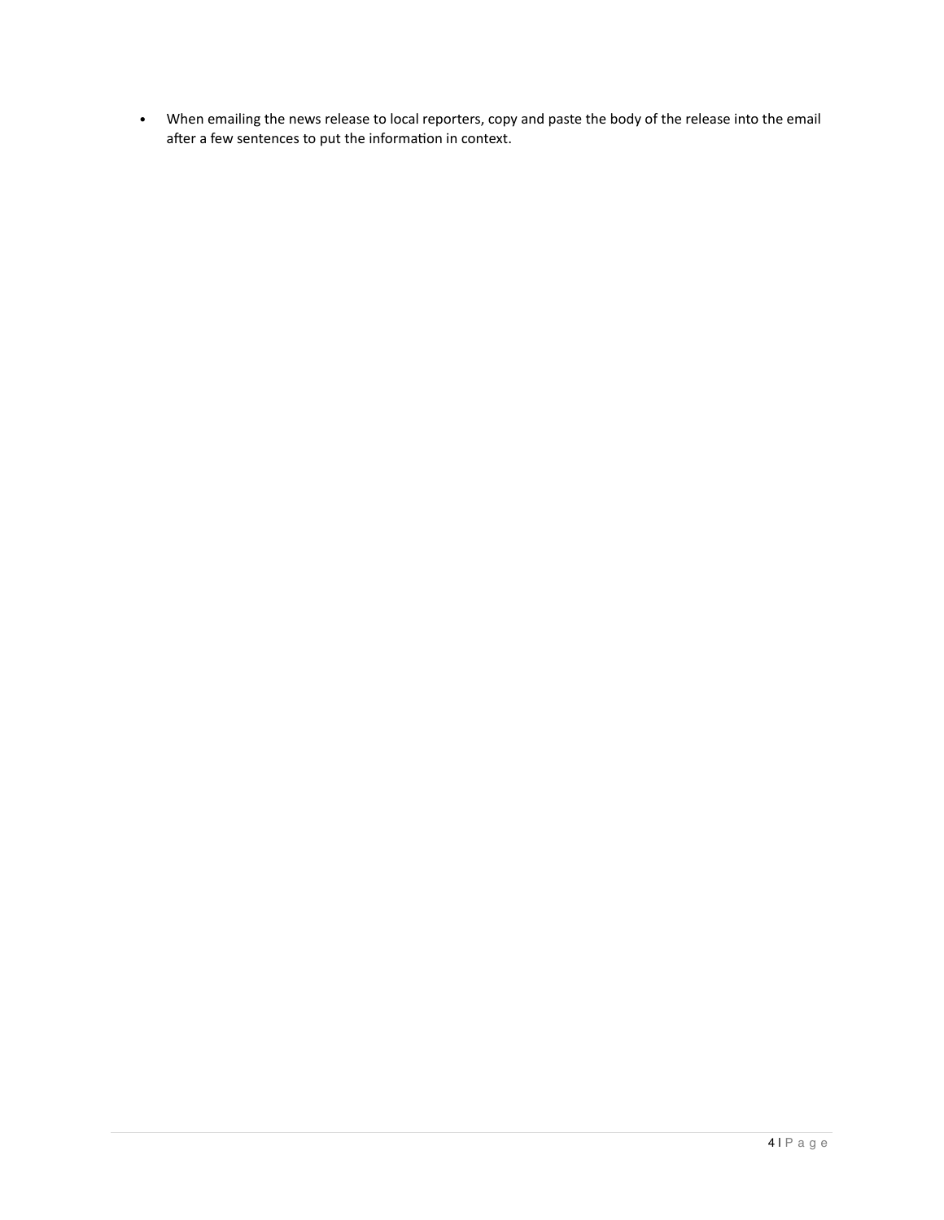- When emailing the news release to local reporters, copy and paste the body of the release into the email after a few sentences to put the information in context.